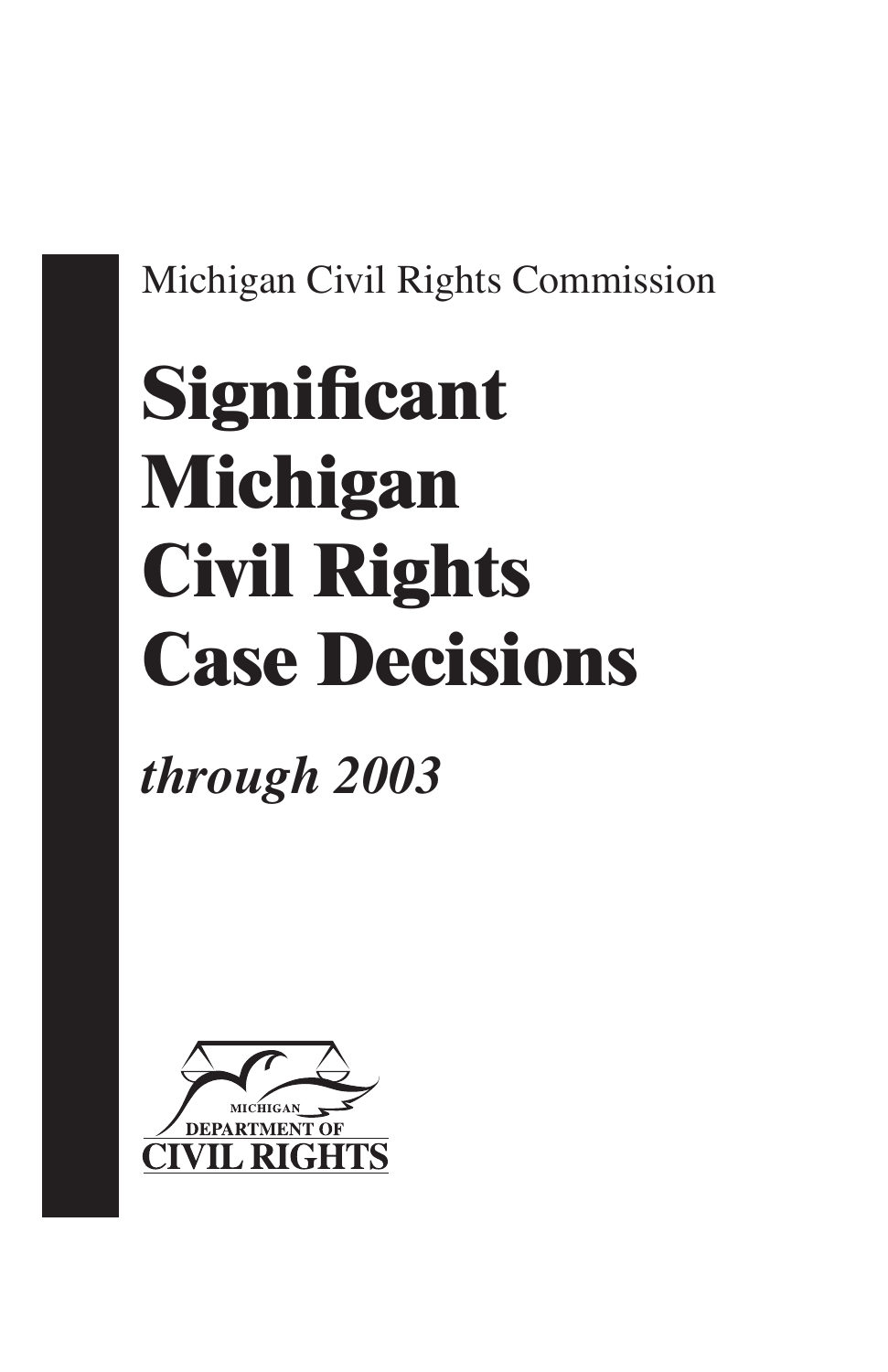Michigan Civil Rights Commission

# Significant Michigan Civil Rights Case Decisions

*through 2003*

MICHIGAN DEPARTMENT OF CIVIL RIGHTS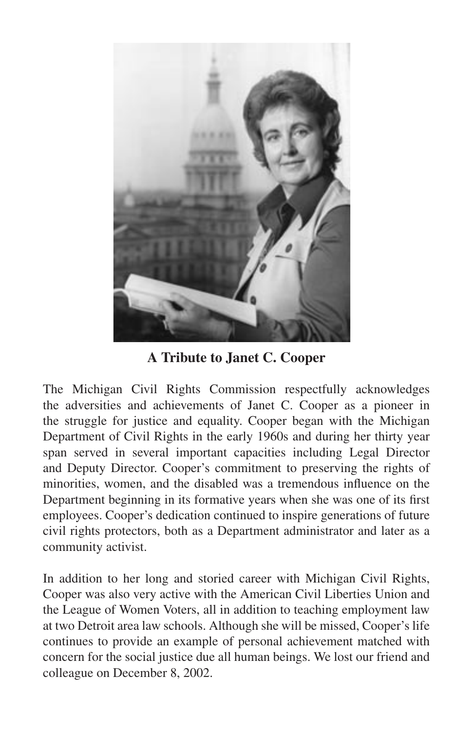## A Tribute to Janet C. Cooper

The Michigan Civil Rights Commission respectfully acknowledges the adversities and achievements of Janet C. Cooper as a pioneer in the struggle for justice and equality. Cooper began with the Michigan Department of Civil Rights in the early 1960s and during her thirty year span served in several important capacities including Legal Director and Deputy Director. Cooper's commitment to preserving the rights of minorities, women, and the disabled was a tremendous influence on the Department beginning in its formative years when she was one of its first employees. Cooper's dedication continued to inspire generations of future civil rights protectors, both as a Department administrator and later as a community activist.

In addition to her long and storied career with Michigan Civil Rights, Cooper was also very active with the American Civil Liberties Union and the League of Women Voters, all in addition to teaching employment law at two Detroit area law schools. Although she will be missed, Cooper's life continues to provide an example of personal achievement matched with concern for the social justice due all human beings. We lost our friend and colleague on December 8, 2002.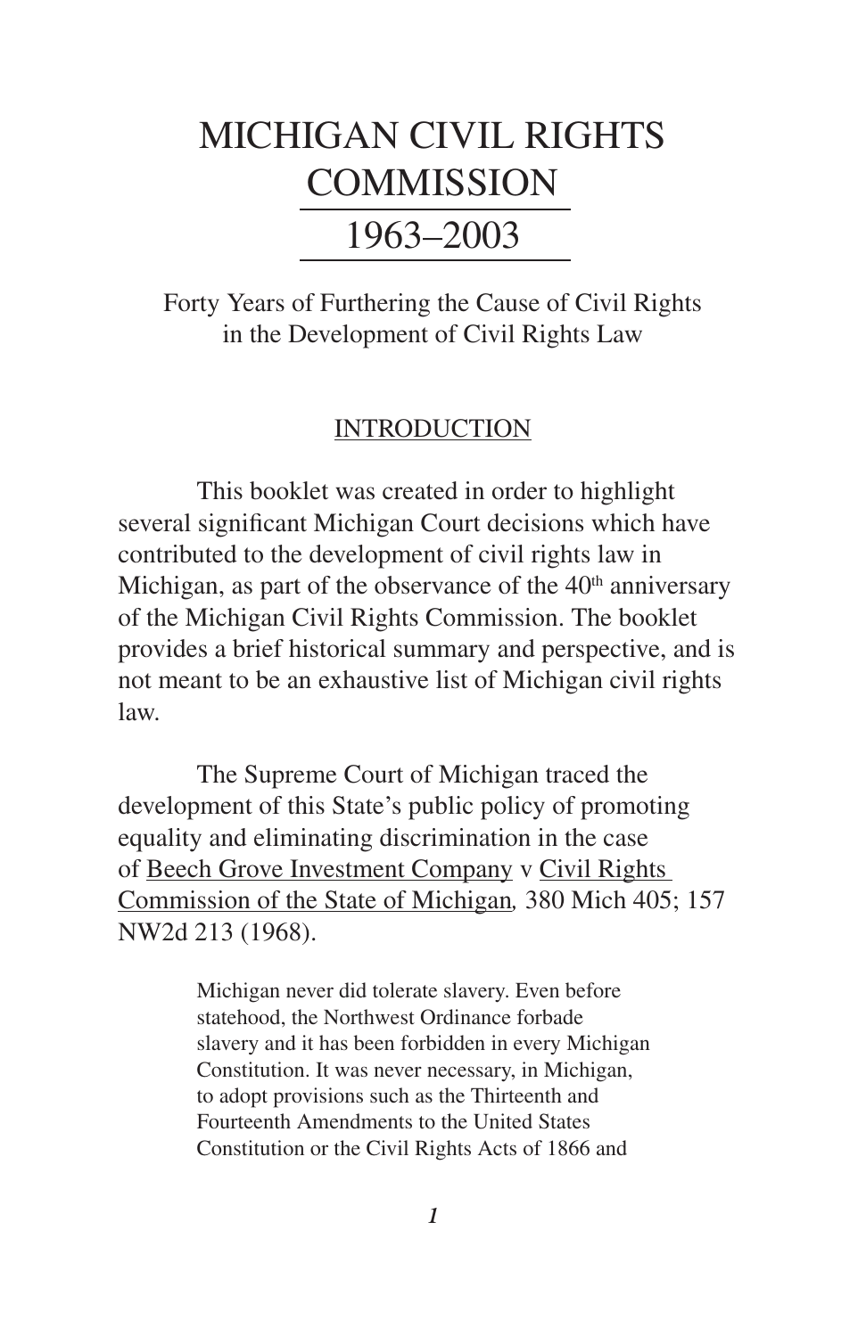# MICHIGAN CIVIL RIGHTS COMMISSION

## 1963–2003

Forty Years of Furthering the Cause of Civil Rights in the Development of Civil Rights Law

### INTRODUCTION

This booklet was created in order to highlight several significant Michigan Court decisions which have contributed to the development of civil rights law in Michigan, as part of the observance of the 40th anniversary of the Michigan Civil Rights Commission. The booklet provides a brief historical summary and perspective, and is not meant to be an exhaustive list of Michigan civil rights law.

The Supreme Court of Michigan traced the development of this State's public policy of promoting equality and eliminating discrimination in the case of Beech Grove Investment Company v Civil Rights Commission of the State of Michigan*,* 380 Mich 405; 157 NW2d 213 (1968).

> Michigan never did tolerate slavery. Even before statehood, the Northwest Ordinance forbade slavery and it has been forbidden in every Michigan Constitution. It was never necessary, in Michigan, to adopt provisions such as the Thirteenth and Fourteenth Amendments to the United States Constitution or the Civil Rights Acts of 1866 and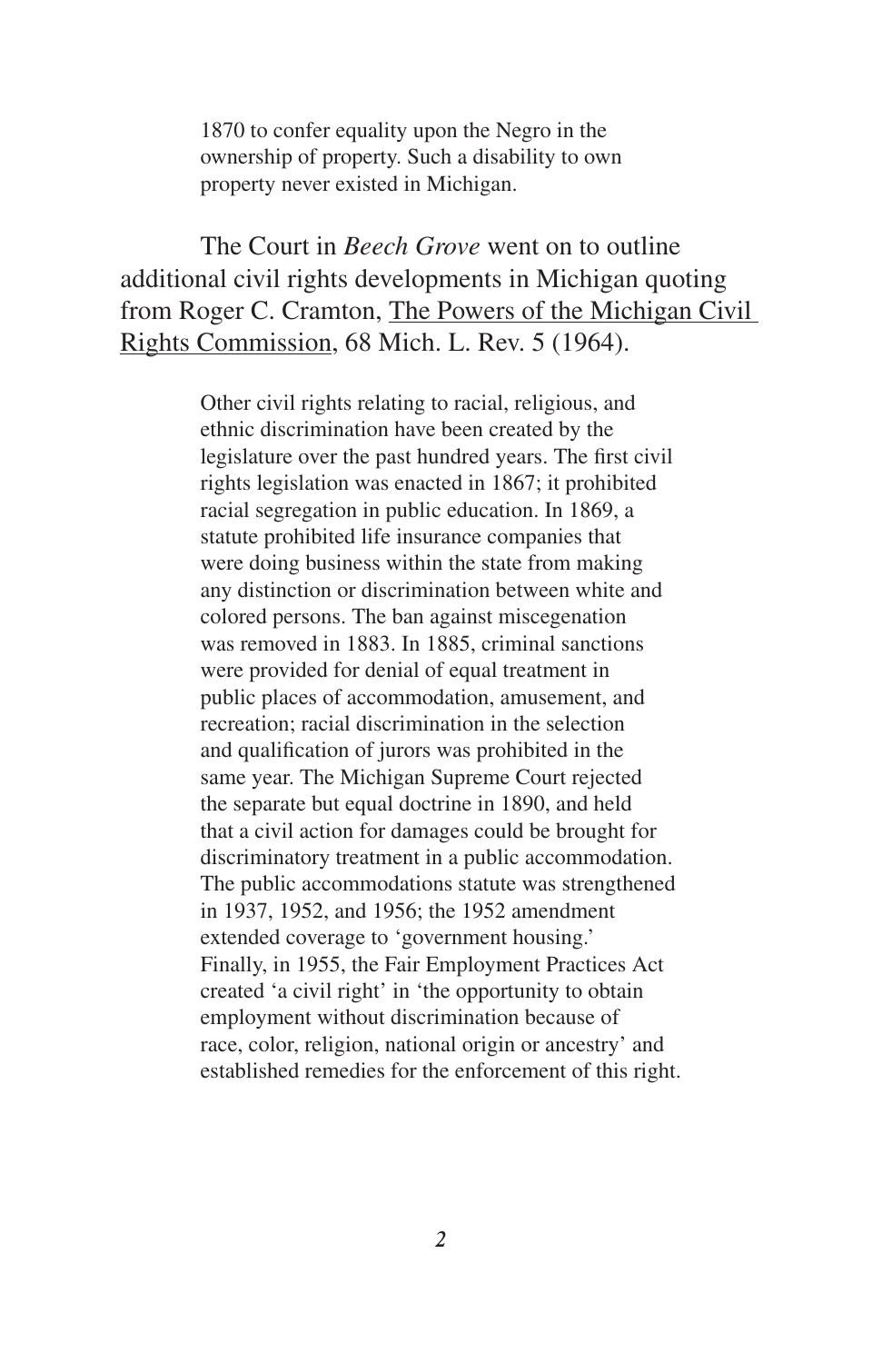> 1870 to confer equality upon the Negro in the ownership of property. Such a disability to own property never existed in Michigan.

The Court in *Beech Grove* went on to outline additional civil rights developments in Michigan quoting from Roger C. Cramton, The Powers of the Michigan Civil Rights Commission, 68 Mich. L. Rev. 5 (1964).

> Other civil rights relating to racial, religious, and ethnic discrimination have been created by the legislature over the past hundred years. The first civil rights legislation was enacted in 1867; it prohibited racial segregation in public education. In 1869, a statute prohibited life insurance companies that were doing business within the state from making any distinction or discrimination between white and colored persons. The ban against miscegenation was removed in 1883. In 1885, criminal sanctions were provided for denial of equal treatment in public places of accommodation, amusement, and recreation; racial discrimination in the selection and qualification of jurors was prohibited in the same year. The Michigan Supreme Court rejected the separate but equal doctrine in 1890, and held that a civil action for damages could be brought for discriminatory treatment in a public accommodation. The public accommodations statute was strengthened in 1937, 1952, and 1956; the 1952 amendment extended coverage to 'government housing.' Finally, in 1955, the Fair Employment Practices Act created 'a civil right' in 'the opportunity to obtain employment without discrimination because of race, color, religion, national origin or ancestry' and established remedies for the enforcement of this right.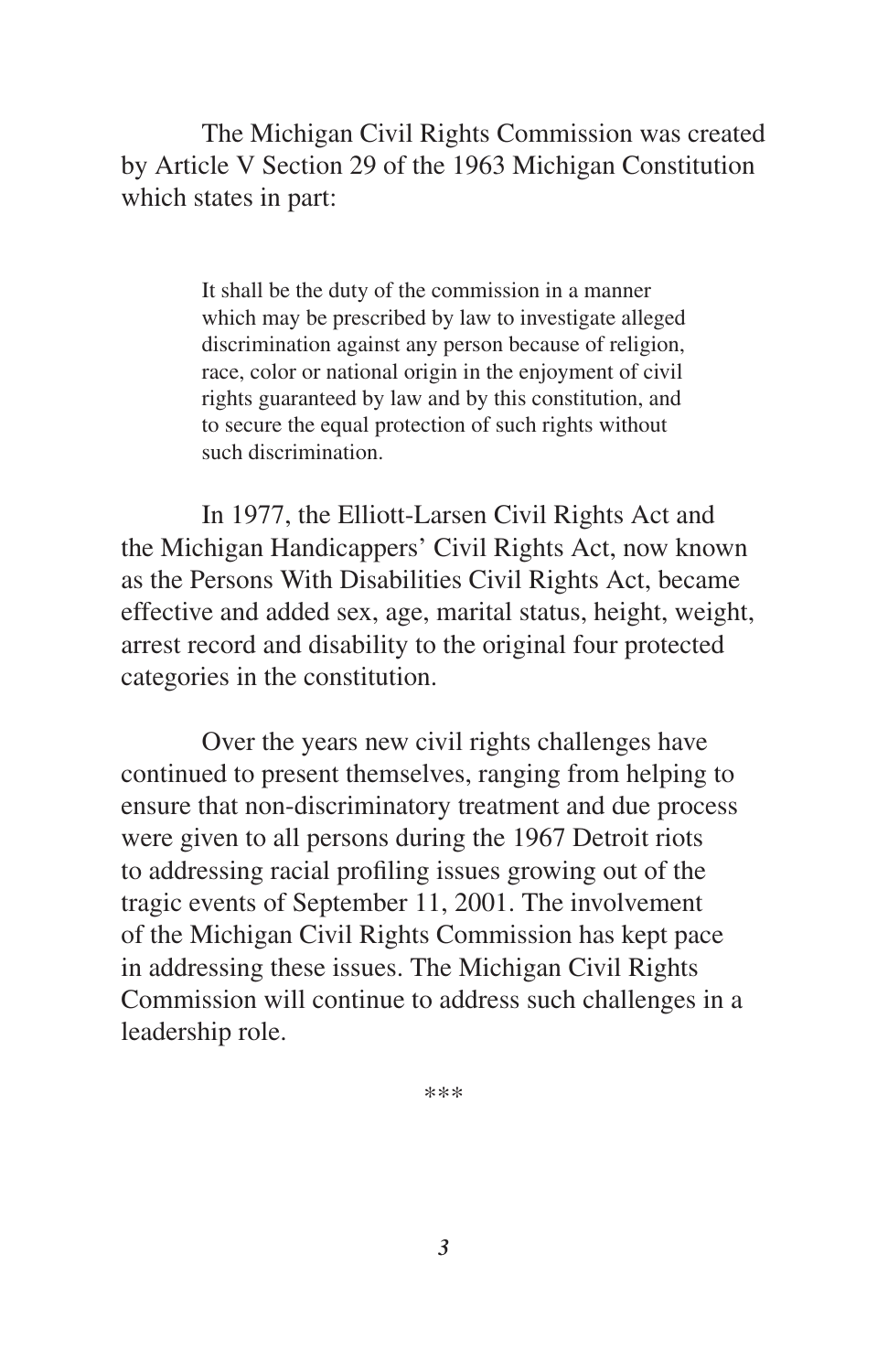The Michigan Civil Rights Commission was created by Article V Section 29 of the 1963 Michigan Constitution which states in part:

> It shall be the duty of the commission in a manner which may be prescribed by law to investigate alleged discrimination against any person because of religion, race, color or national origin in the enjoyment of civil rights guaranteed by law and by this constitution, and to secure the equal protection of such rights without such discrimination.

In 1977, the Elliott-Larsen Civil Rights Act and the Michigan Handicappers' Civil Rights Act, now known as the Persons With Disabilities Civil Rights Act, became effective and added sex, age, marital status, height, weight, arrest record and disability to the original four protected categories in the constitution.

Over the years new civil rights challenges have continued to present themselves, ranging from helping to ensure that non-discriminatory treatment and due process were given to all persons during the 1967 Detroit riots to addressing racial profiling issues growing out of the tragic events of September 11, 2001. The involvement of the Michigan Civil Rights Commission has kept pace in addressing these issues. The Michigan Civil Rights Commission will continue to address such challenges in a leadership role.

***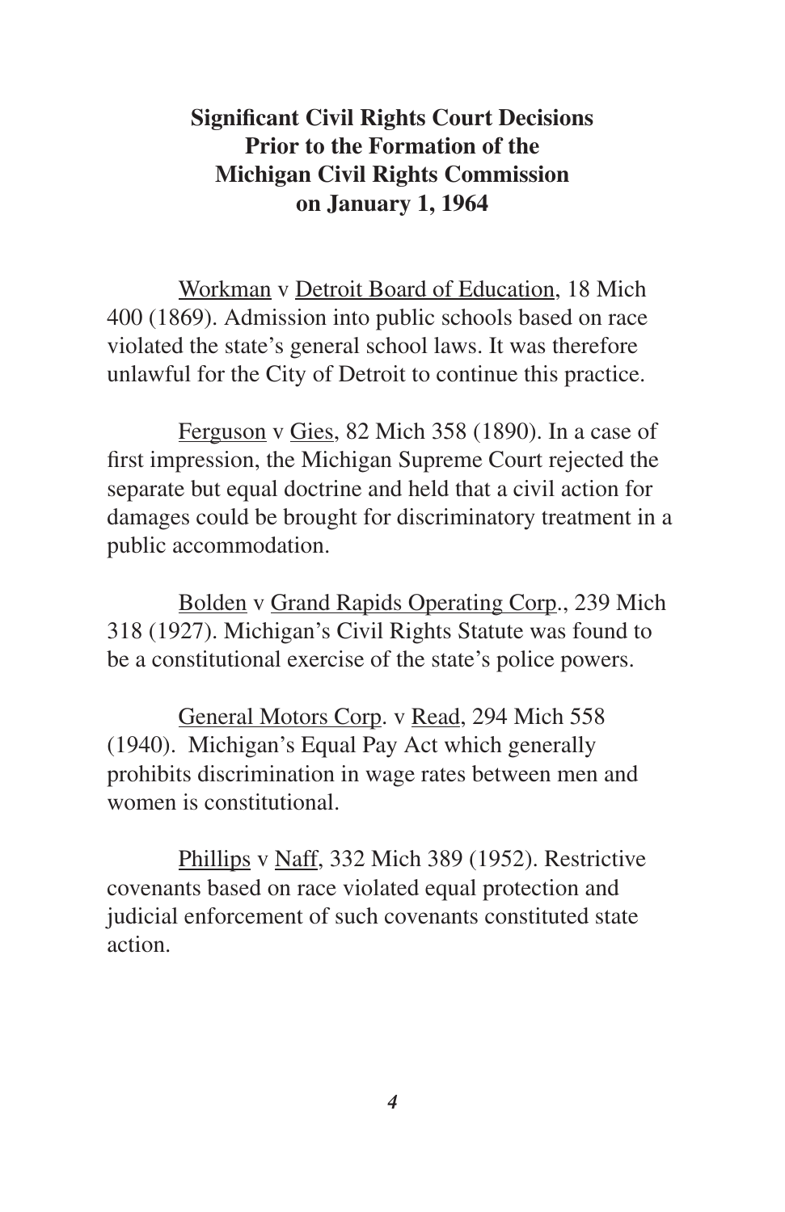## Significant Civil Rights Court Decisions Prior to the Formation of the Michigan Civil Rights Commission on January 1, 1964

Workman v Detroit Board of Education, 18 Mich 400 (1869). Admission into public schools based on race violated the state's general school laws. It was therefore unlawful for the City of Detroit to continue this practice.

Ferguson v Gies, 82 Mich 358 (1890). In a case of first impression, the Michigan Supreme Court rejected the separate but equal doctrine and held that a civil action for damages could be brought for discriminatory treatment in a public accommodation.

Bolden v Grand Rapids Operating Corp., 239 Mich 318 (1927). Michigan's Civil Rights Statute was found to be a constitutional exercise of the state's police powers.

General Motors Corp. v Read, 294 Mich 558 (1940). Michigan's Equal Pay Act which generally prohibits discrimination in wage rates between men and women is constitutional.

Phillips v Naff, 332 Mich 389 (1952). Restrictive covenants based on race violated equal protection and judicial enforcement of such covenants constituted state action.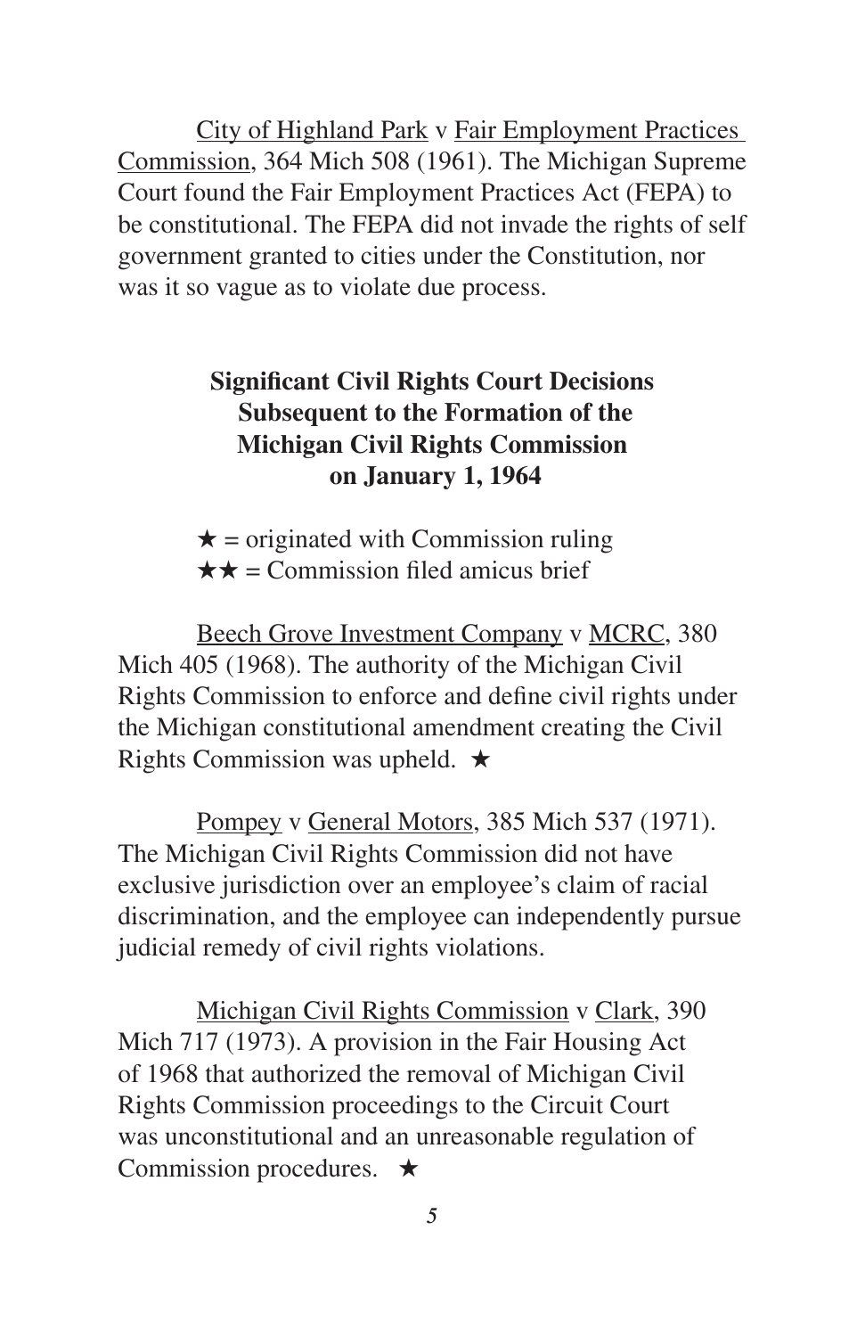City of Highland Park v Fair Employment Practices Commission, 364 Mich 508 (1961). The Michigan Supreme Court found the Fair Employment Practices Act (FEPA) to be constitutional. The FEPA did not invade the rights of self government granted to cities under the Constitution, nor was it so vague as to violate due process.

## Significant Civil Rights Court Decisions Subsequent to the Formation of the Michigan Civil Rights Commission on January 1, 1964

★ = originated with Commission ruling
★★ = Commission filed amicus brief

Beech Grove Investment Company v MCRC, 380 Mich 405 (1968). The authority of the Michigan Civil Rights Commission to enforce and define civil rights under the Michigan constitutional amendment creating the Civil Rights Commission was upheld. ★

Pompey v General Motors, 385 Mich 537 (1971). The Michigan Civil Rights Commission did not have exclusive jurisdiction over an employee's claim of racial discrimination, and the employee can independently pursue judicial remedy of civil rights violations.

Michigan Civil Rights Commission v Clark, 390 Mich 717 (1973). A provision in the Fair Housing Act of 1968 that authorized the removal of Michigan Civil Rights Commission proceedings to the Circuit Court was unconstitutional and an unreasonable regulation of Commission procedures. ★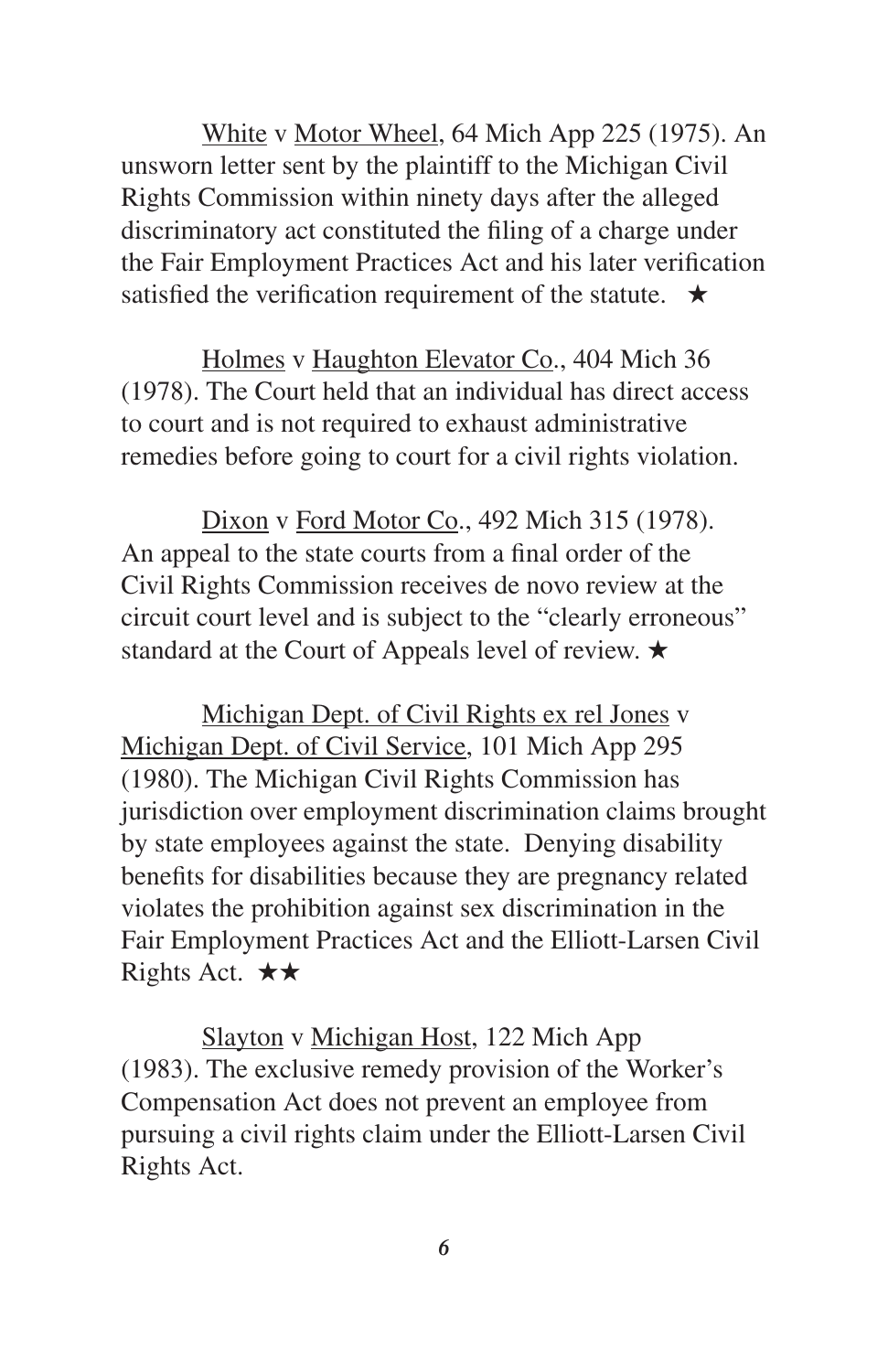<u>White</u> v <u>Motor Wheel</u>, 64 Mich App 225 (1975). An unsworn letter sent by the plaintiff to the Michigan Civil Rights Commission within ninety days after the alleged discriminatory act constituted the filing of a charge under the Fair Employment Practices Act and his later verification satisfied the verification requirement of the statute. ★

<u>Holmes</u> v <u>Haughton Elevator Co</u>., 404 Mich 36 (1978). The Court held that an individual has direct access to court and is not required to exhaust administrative remedies before going to court for a civil rights violation.

<u>Dixon</u> v <u>Ford Motor Co</u>., 492 Mich 315 (1978). An appeal to the state courts from a final order of the Civil Rights Commission receives de novo review at the circuit court level and is subject to the "clearly erroneous" standard at the Court of Appeals level of review. ★

<u>Michigan Dept. of Civil Rights ex rel Jones</u> v <u>Michigan Dept. of Civil Service</u>, 101 Mich App 295 (1980). The Michigan Civil Rights Commission has jurisdiction over employment discrimination claims brought by state employees against the state. Denying disability benefits for disabilities because they are pregnancy related violates the prohibition against sex discrimination in the Fair Employment Practices Act and the Elliott-Larsen Civil Rights Act. ★★

<u>Slayton</u> v <u>Michigan Host</u>, 122 Mich App (1983). The exclusive remedy provision of the Worker's Compensation Act does not prevent an employee from pursuing a civil rights claim under the Elliott-Larsen Civil Rights Act.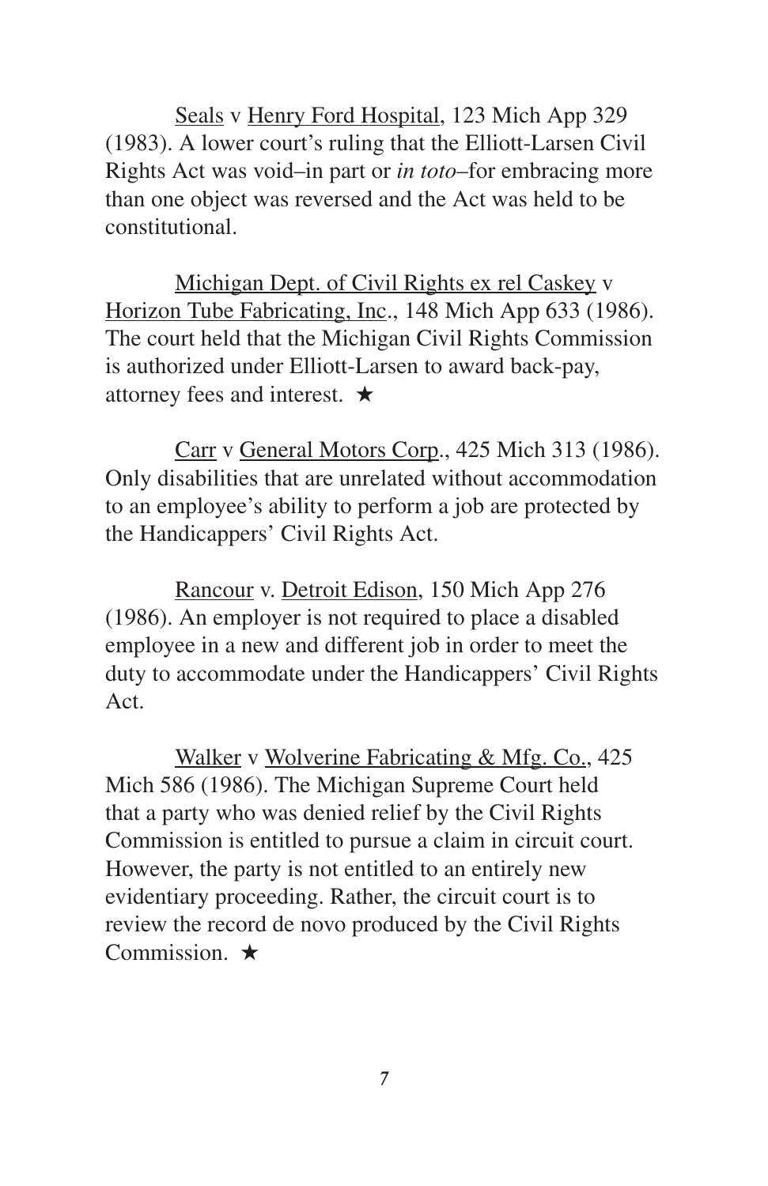<u>Seals</u> v <u>Henry Ford Hospital</u>, 123 Mich App 329 (1983). A lower court's ruling that the Elliott-Larsen Civil Rights Act was void–in part or *in toto*–for embracing more than one object was reversed and the Act was held to be constitutional.

<u>Michigan Dept. of Civil Rights ex rel Caskey</u> v <u>Horizon Tube Fabricating, Inc</u>., 148 Mich App 633 (1986). The court held that the Michigan Civil Rights Commission is authorized under Elliott-Larsen to award back-pay, attorney fees and interest. ★

<u>Carr</u> v <u>General Motors Corp</u>., 425 Mich 313 (1986). Only disabilities that are unrelated without accommodation to an employee's ability to perform a job are protected by the Handicappers' Civil Rights Act.

<u>Rancour</u> v. <u>Detroit Edison</u>, 150 Mich App 276 (1986). An employer is not required to place a disabled employee in a new and different job in order to meet the duty to accommodate under the Handicappers' Civil Rights Act.

<u>Walker</u> v <u>Wolverine Fabricating & Mfg. Co.</u>, 425 Mich 586 (1986). The Michigan Supreme Court held that a party who was denied relief by the Civil Rights Commission is entitled to pursue a claim in circuit court. However, the party is not entitled to an entirely new evidentiary proceeding. Rather, the circuit court is to review the record de novo produced by the Civil Rights Commission. ★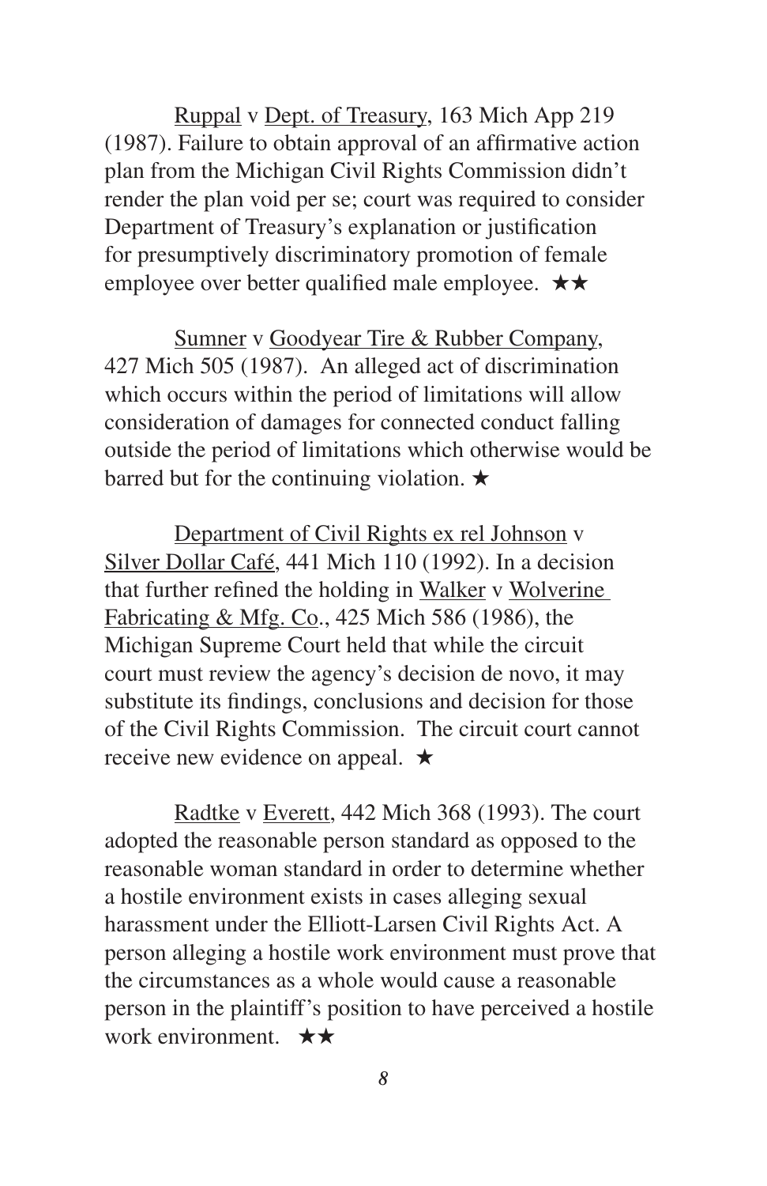Ruppal v Dept. of Treasury, 163 Mich App 219 (1987). Failure to obtain approval of an affirmative action plan from the Michigan Civil Rights Commission didn't render the plan void per se; court was required to consider Department of Treasury's explanation or justification for presumptively discriminatory promotion of female employee over better qualified male employee. ★★

Sumner v Goodyear Tire & Rubber Company, 427 Mich 505 (1987). An alleged act of discrimination which occurs within the period of limitations will allow consideration of damages for connected conduct falling outside the period of limitations which otherwise would be barred but for the continuing violation. ★

Department of Civil Rights ex rel Johnson v Silver Dollar Café, 441 Mich 110 (1992). In a decision that further refined the holding in Walker v Wolverine Fabricating & Mfg. Co., 425 Mich 586 (1986), the Michigan Supreme Court held that while the circuit court must review the agency's decision de novo, it may substitute its findings, conclusions and decision for those of the Civil Rights Commission. The circuit court cannot receive new evidence on appeal. ★

Radtke v Everett, 442 Mich 368 (1993). The court adopted the reasonable person standard as opposed to the reasonable woman standard in order to determine whether a hostile environment exists in cases alleging sexual harassment under the Elliott-Larsen Civil Rights Act. A person alleging a hostile work environment must prove that the circumstances as a whole would cause a reasonable person in the plaintiff's position to have perceived a hostile work environment. ★★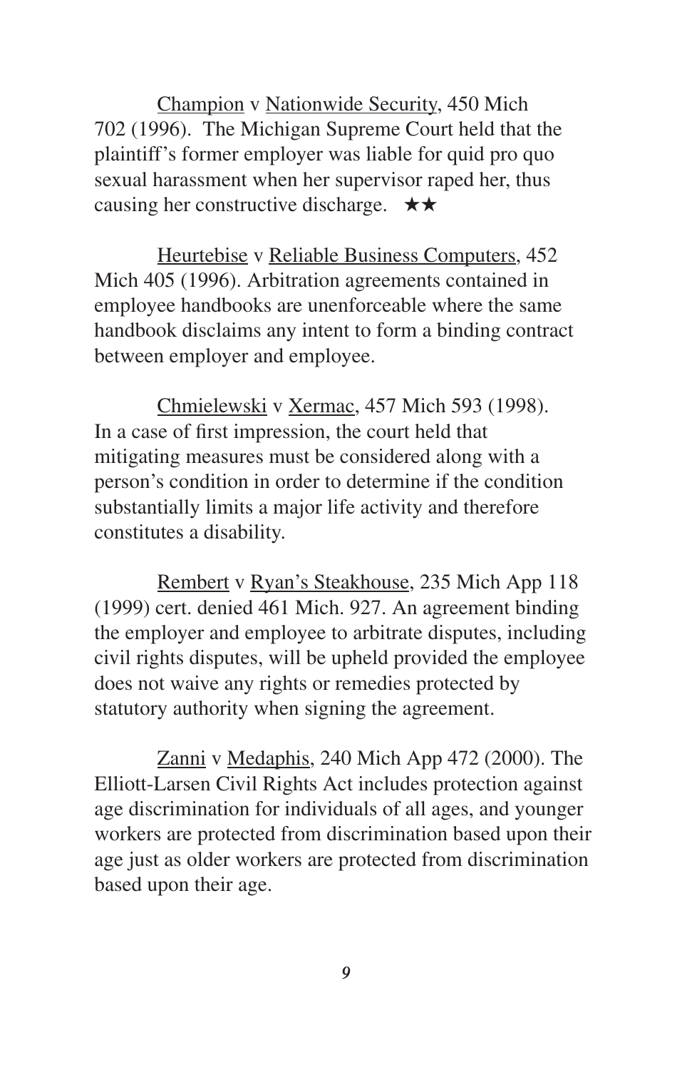Champion v Nationwide Security, 450 Mich 702 (1996). The Michigan Supreme Court held that the plaintiff's former employer was liable for quid pro quo sexual harassment when her supervisor raped her, thus causing her constructive discharge. ★★

Heurtebise v Reliable Business Computers, 452 Mich 405 (1996). Arbitration agreements contained in employee handbooks are unenforceable where the same handbook disclaims any intent to form a binding contract between employer and employee.

Chmielewski v Xermac, 457 Mich 593 (1998). In a case of first impression, the court held that mitigating measures must be considered along with a person's condition in order to determine if the condition substantially limits a major life activity and therefore constitutes a disability.

Rembert v Ryan's Steakhouse, 235 Mich App 118 (1999) cert. denied 461 Mich. 927. An agreement binding the employer and employee to arbitrate disputes, including civil rights disputes, will be upheld provided the employee does not waive any rights or remedies protected by statutory authority when signing the agreement.

Zanni v Medaphis, 240 Mich App 472 (2000). The Elliott-Larsen Civil Rights Act includes protection against age discrimination for individuals of all ages, and younger workers are protected from discrimination based upon their age just as older workers are protected from discrimination based upon their age.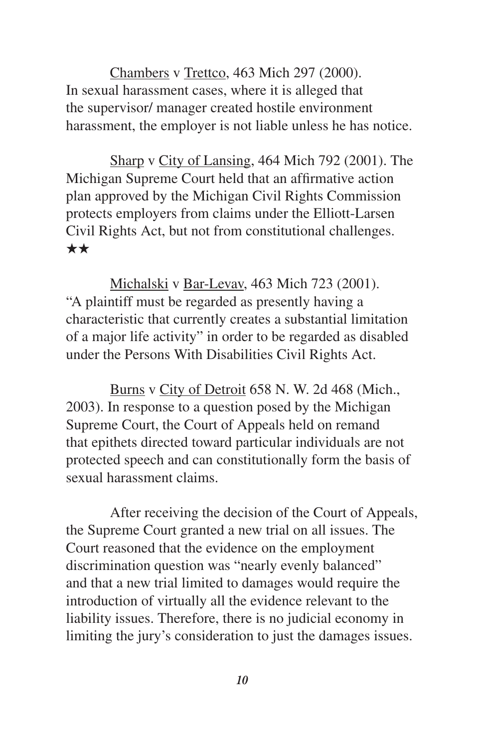Chambers v Trettco, 463 Mich 297 (2000). In sexual harassment cases, where it is alleged that the supervisor/ manager created hostile environment harassment, the employer is not liable unless he has notice.

Sharp v City of Lansing, 464 Mich 792 (2001). The Michigan Supreme Court held that an affirmative action plan approved by the Michigan Civil Rights Commission protects employers from claims under the Elliott-Larsen Civil Rights Act, but not from constitutional challenges. ★★

Michalski v Bar-Levav, 463 Mich 723 (2001). "A plaintiff must be regarded as presently having a characteristic that currently creates a substantial limitation of a major life activity" in order to be regarded as disabled under the Persons With Disabilities Civil Rights Act.

Burns v City of Detroit 658 N. W. 2d 468 (Mich., 2003). In response to a question posed by the Michigan Supreme Court, the Court of Appeals held on remand that epithets directed toward particular individuals are not protected speech and can constitutionally form the basis of sexual harassment claims.

After receiving the decision of the Court of Appeals, the Supreme Court granted a new trial on all issues. The Court reasoned that the evidence on the employment discrimination question was "nearly evenly balanced" and that a new trial limited to damages would require the introduction of virtually all the evidence relevant to the liability issues. Therefore, there is no judicial economy in limiting the jury's consideration to just the damages issues.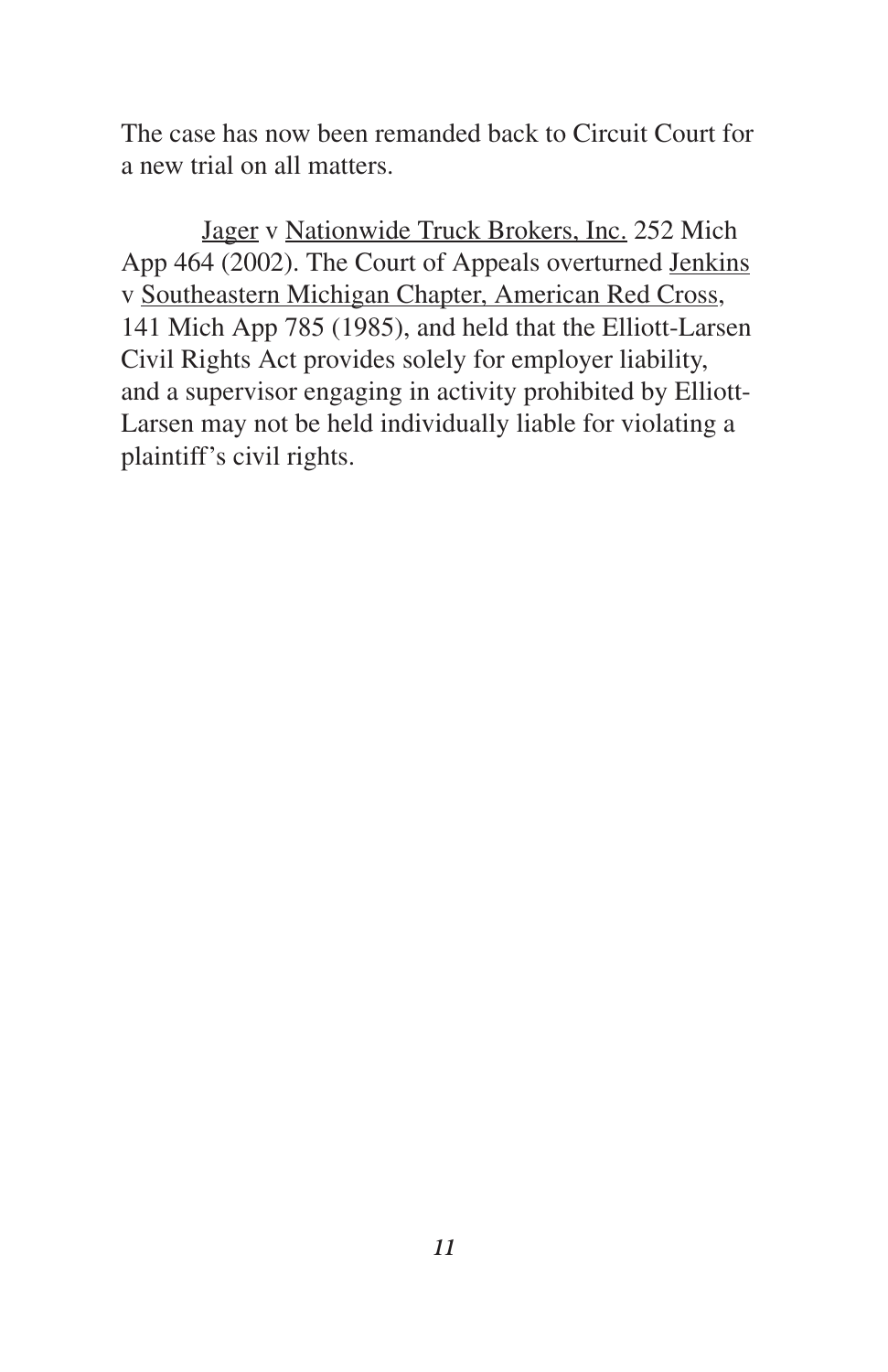The case has now been remanded back to Circuit Court for a new trial on all matters.

Jager v Nationwide Truck Brokers, Inc. 252 Mich App 464 (2002). The Court of Appeals overturned Jenkins v Southeastern Michigan Chapter, American Red Cross, 141 Mich App 785 (1985), and held that the Elliott-Larsen Civil Rights Act provides solely for employer liability, and a supervisor engaging in activity prohibited by Elliott-Larsen may not be held individually liable for violating a plaintiff's civil rights.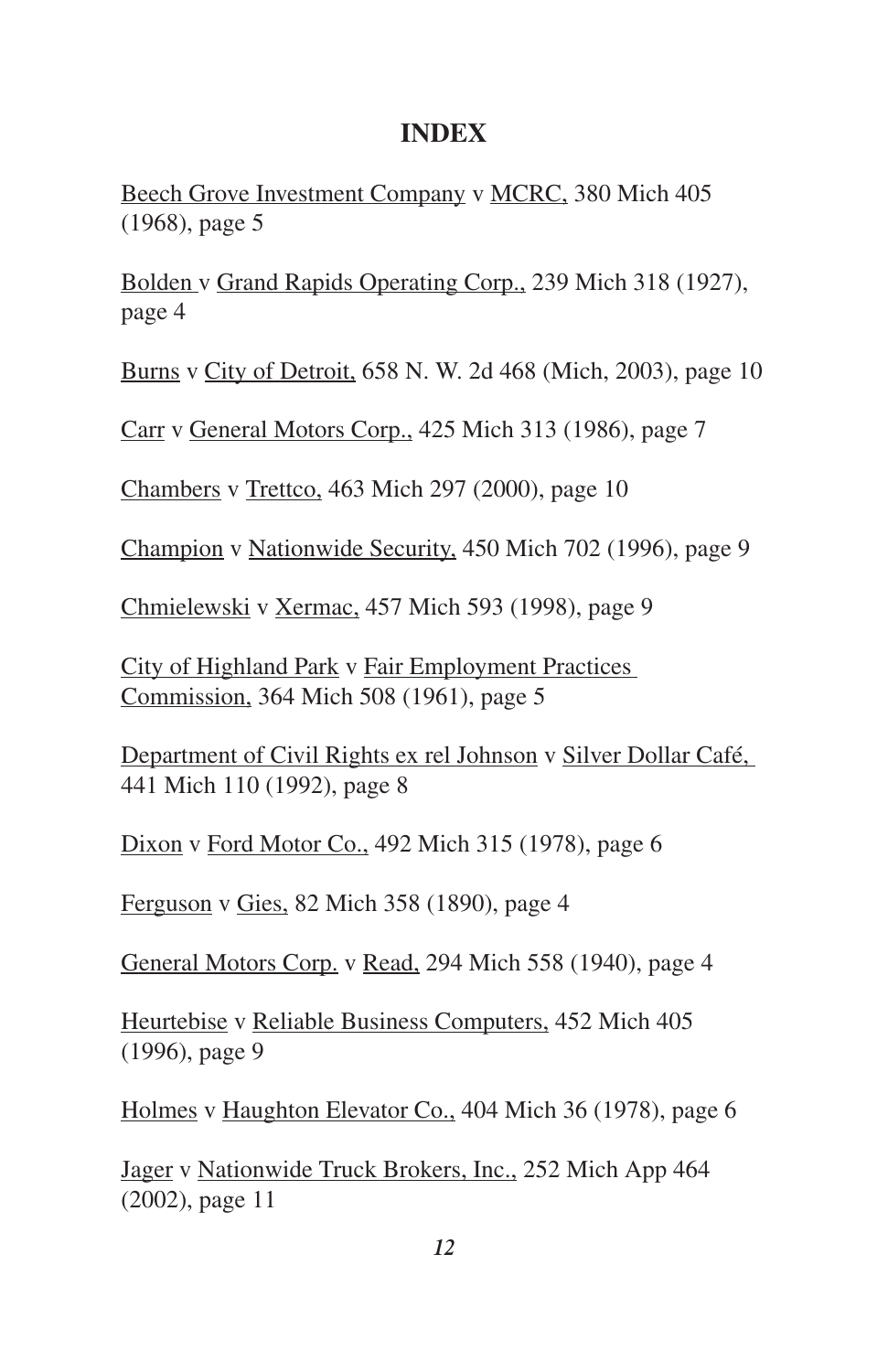# INDEX

Beech Grove Investment Company v MCRC, 380 Mich 405 (1968), page 5

Bolden v Grand Rapids Operating Corp., 239 Mich 318 (1927), page 4

Burns v City of Detroit, 658 N. W. 2d 468 (Mich, 2003), page 10

Carr v General Motors Corp., 425 Mich 313 (1986), page 7

Chambers v Trettco, 463 Mich 297 (2000), page 10

Champion v Nationwide Security, 450 Mich 702 (1996), page 9

Chmielewski v Xermac, 457 Mich 593 (1998), page 9

City of Highland Park v Fair Employment Practices Commission, 364 Mich 508 (1961), page 5

Department of Civil Rights ex rel Johnson v Silver Dollar Café, 441 Mich 110 (1992), page 8

Dixon v Ford Motor Co., 492 Mich 315 (1978), page 6

Ferguson v Gies, 82 Mich 358 (1890), page 4

General Motors Corp. v Read, 294 Mich 558 (1940), page 4

Heurtebise v Reliable Business Computers, 452 Mich 405 (1996), page 9

Holmes v Haughton Elevator Co., 404 Mich 36 (1978), page 6

Jager v Nationwide Truck Brokers, Inc., 252 Mich App 464 (2002), page 11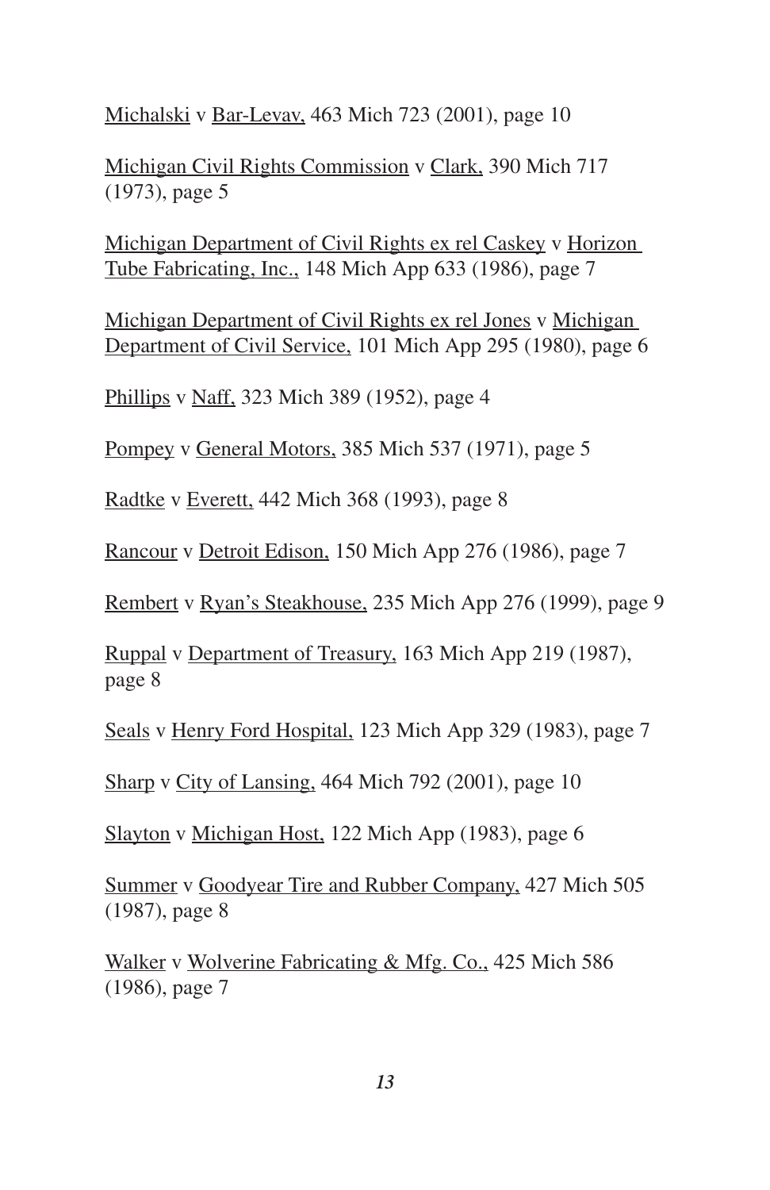<u>Michalski</u> v <u>Bar-Levav,</u> 463 Mich 723 (2001), page 10

<u>Michigan Civil Rights Commission</u> v <u>Clark,</u> 390 Mich 717 (1973), page 5

<u>Michigan Department of Civil Rights ex rel Caskey</u> v <u>Horizon Tube Fabricating, Inc.,</u> 148 Mich App 633 (1986), page 7

<u>Michigan Department of Civil Rights ex rel Jones</u> v <u>Michigan Department of Civil Service,</u> 101 Mich App 295 (1980), page 6

<u>Phillips</u> v <u>Naff,</u> 323 Mich 389 (1952), page 4

<u>Pompey</u> v <u>General Motors,</u> 385 Mich 537 (1971), page 5

<u>Radtke</u> v <u>Everett,</u> 442 Mich 368 (1993), page 8

<u>Rancour</u> v <u>Detroit Edison,</u> 150 Mich App 276 (1986), page 7

<u>Rembert</u> v <u>Ryan's Steakhouse,</u> 235 Mich App 276 (1999), page 9

<u>Ruppal</u> v <u>Department of Treasury,</u> 163 Mich App 219 (1987), page 8

<u>Seals</u> v <u>Henry Ford Hospital,</u> 123 Mich App 329 (1983), page 7

<u>Sharp</u> v <u>City of Lansing,</u> 464 Mich 792 (2001), page 10

<u>Slayton</u> v <u>Michigan Host,</u> 122 Mich App (1983), page 6

<u>Summer</u> v <u>Goodyear Tire and Rubber Company,</u> 427 Mich 505 (1987), page 8

<u>Walker</u> v <u>Wolverine Fabricating & Mfg. Co.,</u> 425 Mich 586 (1986), page 7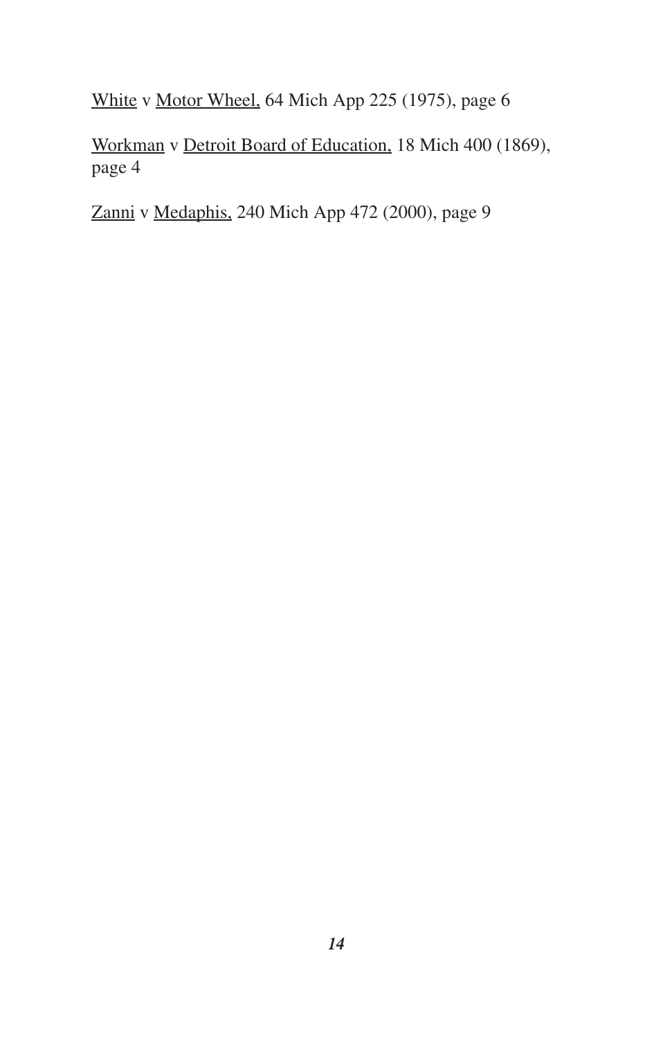<u>White</u> v <u>Motor Wheel,</u> 64 Mich App 225 (1975), page 6

<u>Workman</u> v <u>Detroit Board of Education,</u> 18 Mich 400 (1869), page 4

<u>Zanni</u> v <u>Medaphis,</u> 240 Mich App 472 (2000), page 9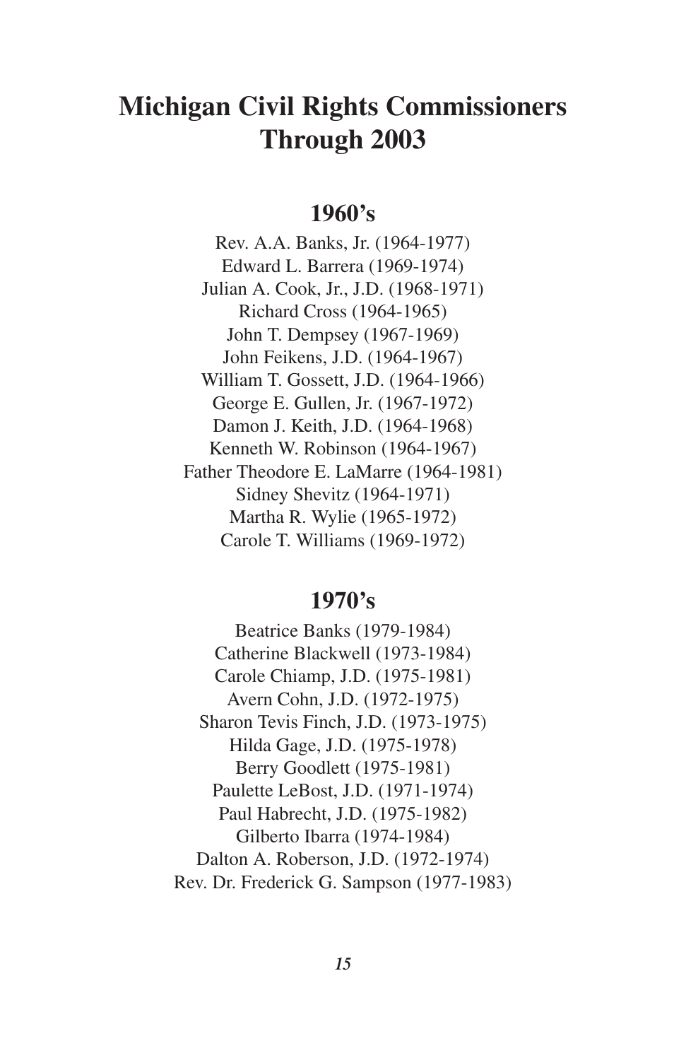# Michigan Civil Rights Commissioners Through 2003

## 1960's

Rev. A.A. Banks, Jr. (1964-1977)
Edward L. Barrera (1969-1974)
Julian A. Cook, Jr., J.D. (1968-1971)
Richard Cross (1964-1965)
John T. Dempsey (1967-1969)
John Feikens, J.D. (1964-1967)
William T. Gossett, J.D. (1964-1966)
George E. Gullen, Jr. (1967-1972)
Damon J. Keith, J.D. (1964-1968)
Kenneth W. Robinson (1964-1967)
Father Theodore E. LaMarre (1964-1981)
Sidney Shevitz (1964-1971)
Martha R. Wylie (1965-1972)
Carole T. Williams (1969-1972)

## 1970's

Beatrice Banks (1979-1984)
Catherine Blackwell (1973-1984)
Carole Chiamp, J.D. (1975-1981)
Avern Cohn, J.D. (1972-1975)
Sharon Tevis Finch, J.D. (1973-1975)
Hilda Gage, J.D. (1975-1978)
Berry Goodlett (1975-1981)
Paulette LeBost, J.D. (1971-1974)
Paul Habrecht, J.D. (1975-1982)
Gilberto Ibarra (1974-1984)
Dalton A. Roberson, J.D. (1972-1974)
Rev. Dr. Frederick G. Sampson (1977-1983)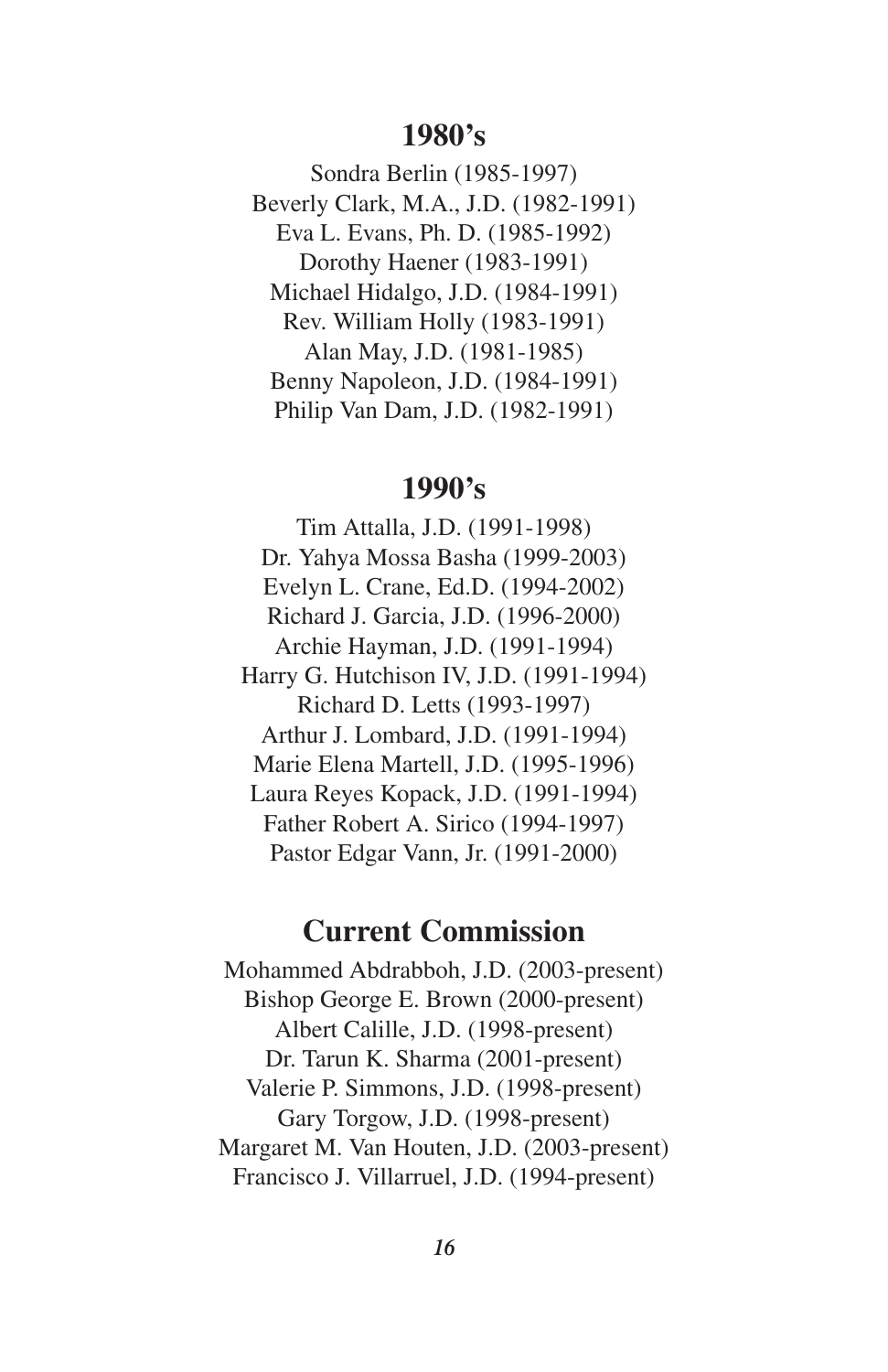## 1980's

Sondra Berlin (1985-1997)
Beverly Clark, M.A., J.D. (1982-1991)
Eva L. Evans, Ph. D. (1985-1992)
Dorothy Haener (1983-1991)
Michael Hidalgo, J.D. (1984-1991)
Rev. William Holly (1983-1991)
Alan May, J.D. (1981-1985)
Benny Napoleon, J.D. (1984-1991)
Philip Van Dam, J.D. (1982-1991)

## 1990's

Tim Attalla, J.D. (1991-1998)
Dr. Yahya Mossa Basha (1999-2003)
Evelyn L. Crane, Ed.D. (1994-2002)
Richard J. Garcia, J.D. (1996-2000)
Archie Hayman, J.D. (1991-1994)
Harry G. Hutchison IV, J.D. (1991-1994)
Richard D. Letts (1993-1997)
Arthur J. Lombard, J.D. (1991-1994)
Marie Elena Martell, J.D. (1995-1996)
Laura Reyes Kopack, J.D. (1991-1994)
Father Robert A. Sirico (1994-1997)
Pastor Edgar Vann, Jr. (1991-2000)

## Current Commission

Mohammed Abdrabboh, J.D. (2003-present)
Bishop George E. Brown (2000-present)
Albert Calille, J.D. (1998-present)
Dr. Tarun K. Sharma (2001-present)
Valerie P. Simmons, J.D. (1998-present)
Gary Torgow, J.D. (1998-present)
Margaret M. Van Houten, J.D. (2003-present)
Francisco J. Villarruel, J.D. (1994-present)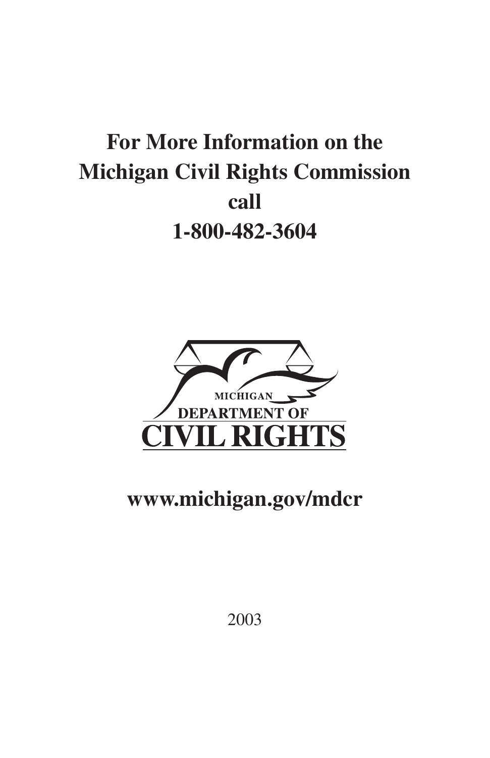**For More Information on the Michigan Civil Rights Commission call 1-800-482-3604**

MICHIGAN DEPARTMENT OF CIVIL RIGHTS

**www.michigan.gov/mdcr**

2003